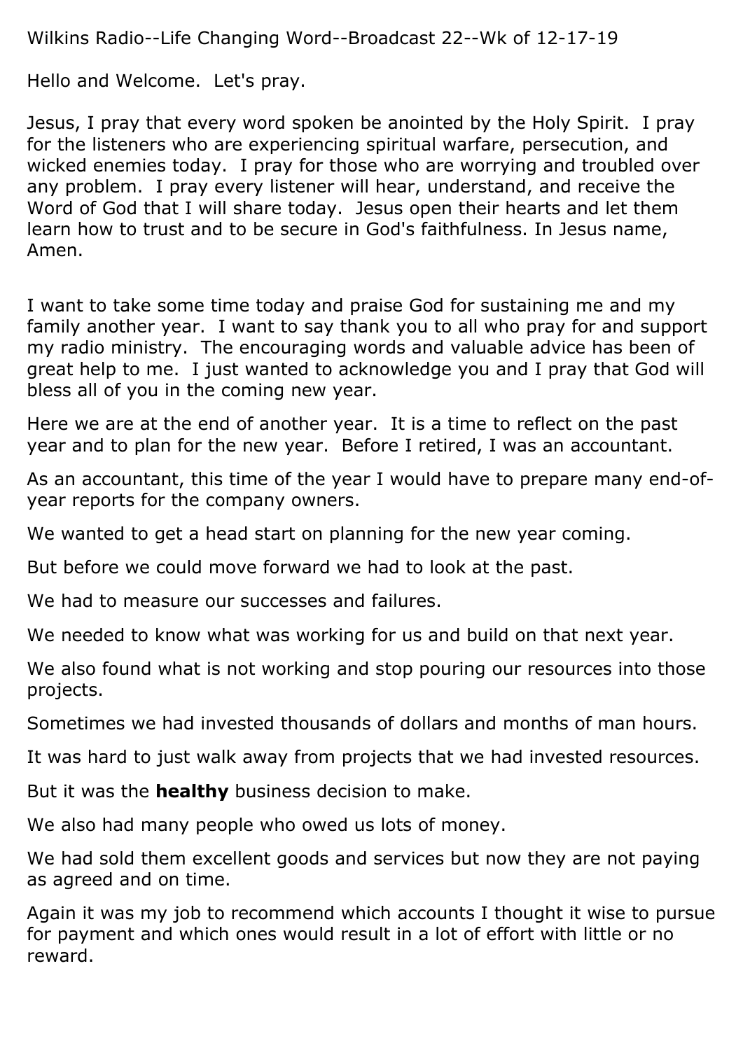Wilkins Radio--Life Changing Word--Broadcast 22--Wk of 12-17-19

Hello and Welcome. Let's pray.

Jesus, I pray that every word spoken be anointed by the Holy Spirit. I pray for the listeners who are experiencing spiritual warfare, persecution, and wicked enemies today. I pray for those who are worrying and troubled over any problem. I pray every listener will hear, understand, and receive the Word of God that I will share today. Jesus open their hearts and let them learn how to trust and to be secure in God's faithfulness. In Jesus name, Amen.

I want to take some time today and praise God for sustaining me and my family another year. I want to say thank you to all who pray for and support my radio ministry. The encouraging words and valuable advice has been of great help to me. I just wanted to acknowledge you and I pray that God will bless all of you in the coming new year.

Here we are at the end of another year. It is a time to reflect on the past year and to plan for the new year. Before I retired, I was an accountant.

As an accountant, this time of the year I would have to prepare many end-of-year reports for the company owners.

We wanted to get a head start on planning for the new year coming.

But before we could move forward we had to look at the past.

We had to measure our successes and failures.

We needed to know what was working for us and build on that next year.

We also found what is not working and stop pouring our resources into those projects.

Sometimes we had invested thousands of dollars and months of man hours.

It was hard to just walk away from projects that we had invested resources.

But it was the **healthy** business decision to make.

We also had many people who owed us lots of money.

We had sold them excellent goods and services but now they are not paying as agreed and on time.

Again it was my job to recommend which accounts I thought it wise to pursue for payment and which ones would result in a lot of effort with little or no reward.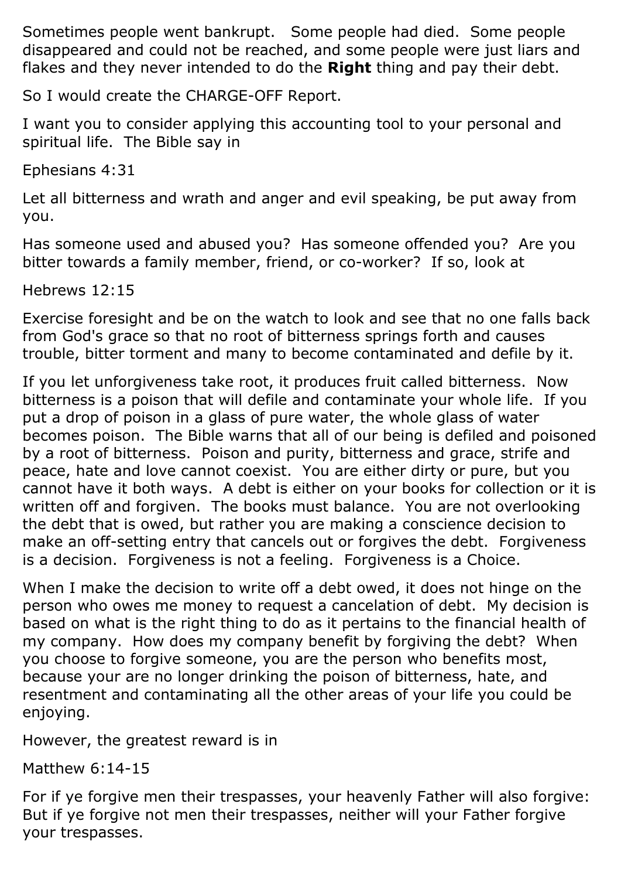Sometimes people went bankrupt. Some people had died. Some people disappeared and could not be reached, and some people were just liars and flakes and they never intended to do the **Right** thing and pay their debt.

So I would create the CHARGE-OFF Report.

I want you to consider applying this accounting tool to your personal and spiritual life. The Bible say in

Ephesians 4:31

Let all bitterness and wrath and anger and evil speaking, be put away from you.

Has someone used and abused you? Has someone offended you? Are you bitter towards a family member, friend, or co-worker? If so, look at

Hebrews 12:15

Exercise foresight and be on the watch to look and see that no one falls back from God's grace so that no root of bitterness springs forth and causes trouble, bitter torment and many to become contaminated and defile by it.

If you let unforgiveness take root, it produces fruit called bitterness. Now bitterness is a poison that will defile and contaminate your whole life. If you put a drop of poison in a glass of pure water, the whole glass of water becomes poison. The Bible warns that all of our being is defiled and poisoned by a root of bitterness. Poison and purity, bitterness and grace, strife and peace, hate and love cannot coexist. You are either dirty or pure, but you cannot have it both ways. A debt is either on your books for collection or it is written off and forgiven. The books must balance. You are not overlooking the debt that is owed, but rather you are making a conscience decision to make an off-setting entry that cancels out or forgives the debt. Forgiveness is a decision. Forgiveness is not a feeling. Forgiveness is a Choice.

When I make the decision to write off a debt owed, it does not hinge on the person who owes me money to request a cancelation of debt. My decision is based on what is the right thing to do as it pertains to the financial health of my company. How does my company benefit by forgiving the debt? When you choose to forgive someone, you are the person who benefits most, because your are no longer drinking the poison of bitterness, hate, and resentment and contaminating all the other areas of your life you could be enjoying.

However, the greatest reward is in

Matthew 6:14-15

For if ye forgive men their trespasses, your heavenly Father will also forgive: But if ye forgive not men their trespasses, neither will your Father forgive your trespasses.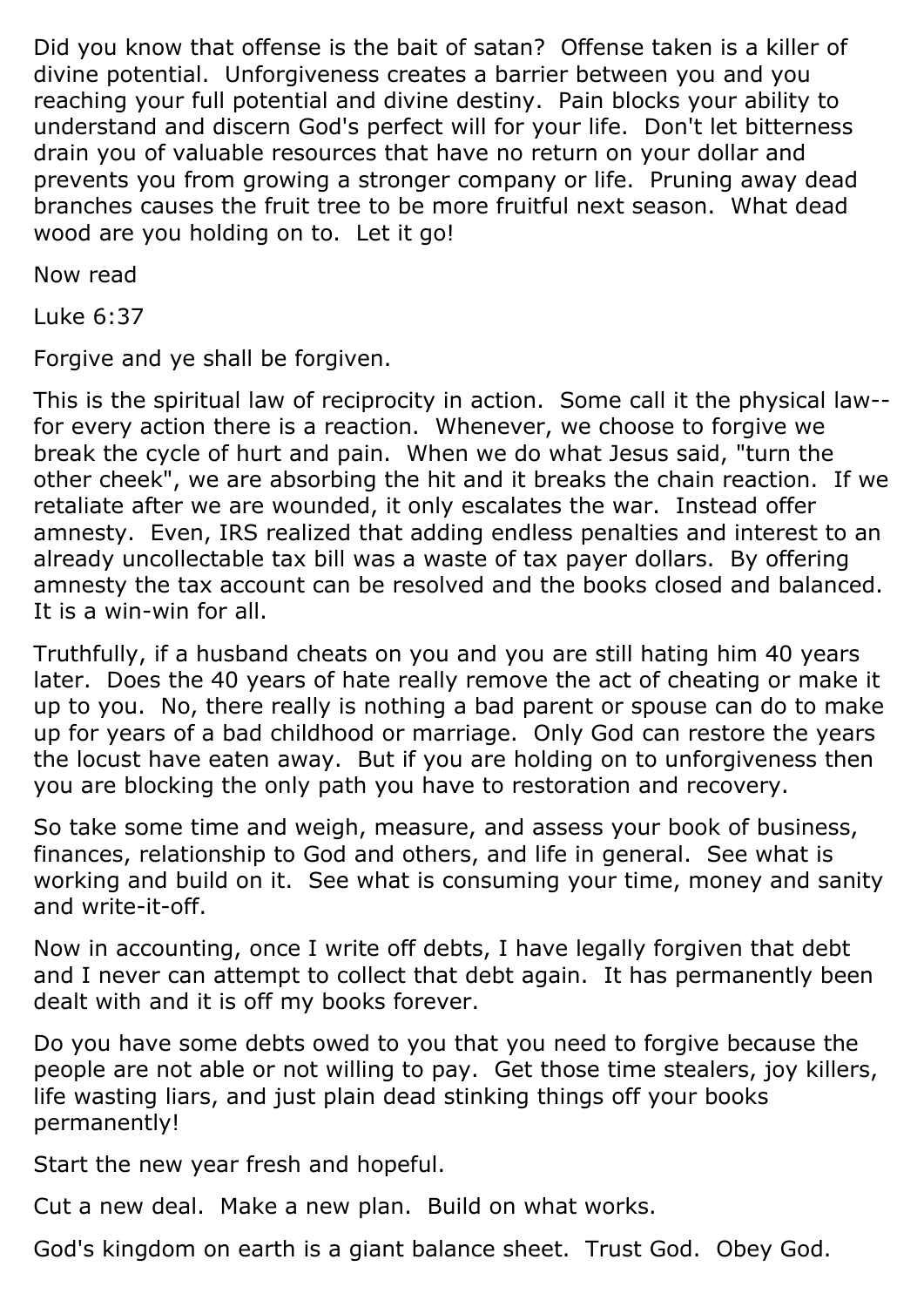Did you know that offense is the bait of satan? Offense taken is a killer of divine potential. Unforgiveness creates a barrier between you and you reaching your full potential and divine destiny. Pain blocks your ability to understand and discern God's perfect will for your life. Don't let bitterness drain you of valuable resources that have no return on your dollar and prevents you from growing a stronger company or life. Pruning away dead branches causes the fruit tree to be more fruitful next season. What dead wood are you holding on to. Let it go!

Now read

Luke 6:37

Forgive and ye shall be forgiven.

This is the spiritual law of reciprocity in action. Some call it the physical law--for every action there is a reaction. Whenever, we choose to forgive we break the cycle of hurt and pain. When we do what Jesus said, "turn the other cheek", we are absorbing the hit and it breaks the chain reaction. If we retaliate after we are wounded, it only escalates the war. Instead offer amnesty. Even, IRS realized that adding endless penalties and interest to an already uncollectable tax bill was a waste of tax payer dollars. By offering amnesty the tax account can be resolved and the books closed and balanced. It is a win-win for all.

Truthfully, if a husband cheats on you and you are still hating him 40 years later. Does the 40 years of hate really remove the act of cheating or make it up to you. No, there really is nothing a bad parent or spouse can do to make up for years of a bad childhood or marriage. Only God can restore the years the locust have eaten away. But if you are holding on to unforgiveness then you are blocking the only path you have to restoration and recovery.

So take some time and weigh, measure, and assess your book of business, finances, relationship to God and others, and life in general. See what is working and build on it. See what is consuming your time, money and sanity and write-it-off.

Now in accounting, once I write off debts, I have legally forgiven that debt and I never can attempt to collect that debt again. It has permanently been dealt with and it is off my books forever.

Do you have some debts owed to you that you need to forgive because the people are not able or not willing to pay. Get those time stealers, joy killers, life wasting liars, and just plain dead stinking things off your books permanently!

Start the new year fresh and hopeful.

Cut a new deal. Make a new plan. Build on what works.

God's kingdom on earth is a giant balance sheet. Trust God. Obey God.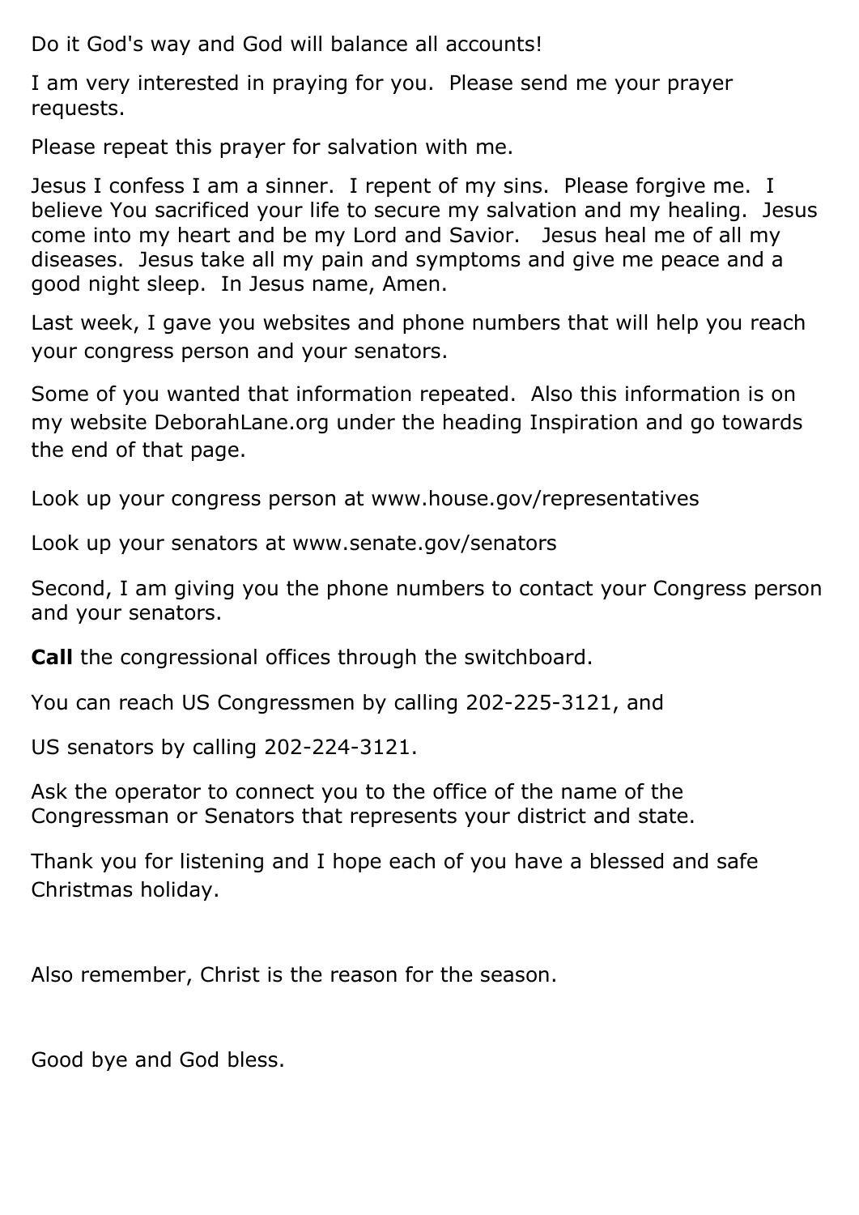Do it God's way and God will balance all accounts!

I am very interested in praying for you. Please send me your prayer requests.

Please repeat this prayer for salvation with me.

Jesus I confess I am a sinner. I repent of my sins. Please forgive me. I believe You sacrificed your life to secure my salvation and my healing. Jesus come into my heart and be my Lord and Savior. Jesus heal me of all my diseases. Jesus take all my pain and symptoms and give me peace and a good night sleep. In Jesus name, Amen.

Last week, I gave you websites and phone numbers that will help you reach your congress person and your senators.

Some of you wanted that information repeated. Also this information is on my website DeborahLane.org under the heading Inspiration and go towards the end of that page.

Look up your congress person at www.house.gov/representatives

Look up your senators at www.senate.gov/senators

Second, I am giving you the phone numbers to contact your Congress person and your senators.

**Call** the congressional offices through the switchboard.

You can reach US Congressmen by calling 202-225-3121, and

US senators by calling 202-224-3121.

Ask the operator to connect you to the office of the name of the Congressman or Senators that represents your district and state.

Thank you for listening and I hope each of you have a blessed and safe Christmas holiday.

Also remember, Christ is the reason for the season.

Good bye and God bless.